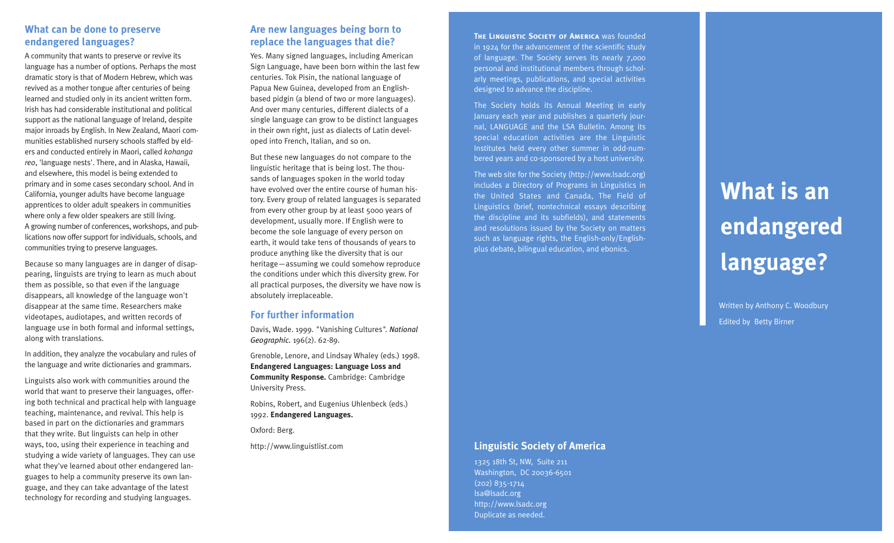## What can be done to preserve endangered languages?

A community that wants to preserve or revive its language has a number of options. Perhaps the most dramatic story is that of Modern Hebrew, which was revived as a mother tongue after centuries of being learned and studied only in its ancient written form. Irish has had considerable institutional and political support as the national language of Ireland, despite major inroads by English. In New Zealand, Maori communities established nursery schools staffed by elders and conducted entirely in Maori, called *kohanga reo*, 'language nests'. There, and in Alaska, Hawaii, and elsewhere, this model is being extended to primary and in some cases secondary school. And in California, younger adults have become language apprentices to older adult speakers in communities where only a few older speakers are still living. A growing number of conferences, workshops, and publications now offer support for individuals, schools, and communities trying to preserve languages.

Because so many languages are in danger of disappearing, linguists are trying to learn as much about them as possible, so that even if the language disappears, all knowledge of the language won't disappear at the same time. Researchers make videotapes, audiotapes, and written records of language use in both formal and informal settings, along with translations.

In addition, they analyze the vocabulary and rules of the language and write dictionaries and grammars.

Linguists also work with communities around the world that want to preserve their languages, offering both technical and practical help with language teaching, maintenance, and revival. This help is based in part on the dictionaries and grammars that they write. But linguists can help in other ways, too, using their experience in teaching and studying a wide variety of languages. They can use what they've learned about other endangered languages to help a community preserve its own language, and they can take advantage of the latest technology for recording and studying languages.

## Are new languages being born to replace the languages that die?

Yes. Many signed languages, including American Sign Language, have been born within the last few centuries. Tok Pisin, the national language of Papua New Guinea, developed from an English-based pidgin (a blend of two or more languages). And over many centuries, different dialects of a single language can grow to be distinct languages in their own right, just as dialects of Latin developed into French, Italian, and so on.

But these new languages do not compare to the linguistic heritage that is being lost. The thousands of languages spoken in the world today have evolved over the entire course of human history. Every group of related languages is separated from every other group by at least 5000 years of development, usually more. If English were to become the sole language of every person on earth, it would take tens of thousands of years to produce anything like the diversity that is our heritage—assuming we could somehow reproduce the conditions under which this diversity grew. For all practical purposes, the diversity we have now is absolutely irreplaceable.

## For further information

Davis, Wade. 1999. "Vanishing Cultures". *National Geographic.* 196(2). 62-89.

Grenoble, Lenore, and Lindsay Whaley (eds.) 1998. **Endangered Languages: Language Loss and Community Response.** Cambridge: Cambridge University Press.

Robins, Robert, and Eugenius Uhlenbeck (eds.) 1992. **Endangered Languages.**

Oxford: Berg.

http://www.linguistlist.com

**The Linguistic Society of America** was founded in 1924 for the advancement of the scientific study of language. The Society serves its nearly 7,000 personal and institutional members through scholarly meetings, publications, and special activities designed to advance the discipline.

The Society holds its Annual Meeting in early January each year and publishes a quarterly journal, LANGUAGE and the LSA Bulletin. Among its special education activities are the Linguistic Institutes held every other summer in odd-numbered years and co-sponsored by a host university.

The web site for the Society (http://www.lsadc.org) includes a Directory of Programs in Linguistics in the United States and Canada, The Field of Linguistics (brief, nontechnical essays describing the discipline and its subfields), and statements and resolutions issued by the Society on matters such as language rights, the English-only/English-plus debate, bilingual education, and ebonics.

### Linguistic Society of America

1325 18th St, NW, Suite 211
Washington, DC 20036-6501
(202) 835-1714
lsa@lsadc.org
http://www.lsadc.org
Duplicate as needed.

# What is an endangered language?

Written by Anthony C. Woodbury
Edited by Betty Birner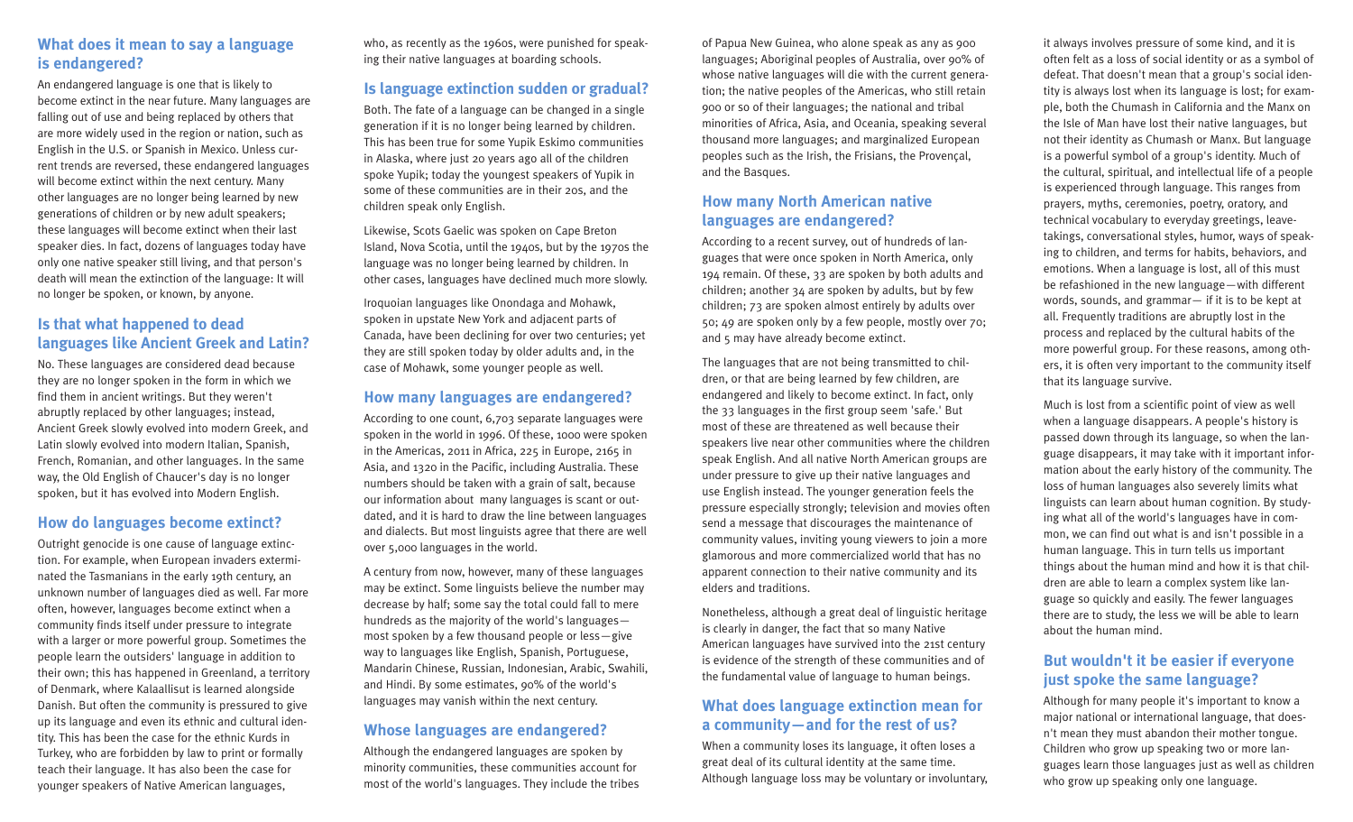## What does it mean to say a language is endangered?

An endangered language is one that is likely to become extinct in the near future. Many languages are falling out of use and being replaced by others that are more widely used in the region or nation, such as English in the U.S. or Spanish in Mexico. Unless current trends are reversed, these endangered languages will become extinct within the next century. Many other languages are no longer being learned by new generations of children or by new adult speakers; these languages will become extinct when their last speaker dies. In fact, dozens of languages today have only one native speaker still living, and that person's death will mean the extinction of the language: It will no longer be spoken, or known, by anyone.

## Is that what happened to dead languages like Ancient Greek and Latin?

No. These languages are considered dead because they are no longer spoken in the form in which we find them in ancient writings. But they weren't abruptly replaced by other languages; instead, Ancient Greek slowly evolved into modern Greek, and Latin slowly evolved into modern Italian, Spanish, French, Romanian, and other languages. In the same way, the Old English of Chaucer's day is no longer spoken, but it has evolved into Modern English.

## How do languages become extinct?

Outright genocide is one cause of language extinction. For example, when European invaders exterminated the Tasmanians in the early 19th century, an unknown number of languages died as well. Far more often, however, languages become extinct when a community finds itself under pressure to integrate with a larger or more powerful group. Sometimes the people learn the outsiders' language in addition to their own; this has happened in Greenland, a territory of Denmark, where Kalaallisut is learned alongside Danish. But often the community is pressured to give up its language and even its ethnic and cultural identity. This has been the case for the ethnic Kurds in Turkey, who are forbidden by law to print or formally teach their language. It has also been the case for younger speakers of Native American languages, who, as recently as the 1960s, were punished for speaking their native languages at boarding schools.

## Is language extinction sudden or gradual?

Both. The fate of a language can be changed in a single generation if it is no longer being learned by children. This has been true for some Yupik Eskimo communities in Alaska, where just 20 years ago all of the children spoke Yupik; today the youngest speakers of Yupik in some of these communities are in their 20s, and the children speak only English.

Likewise, Scots Gaelic was spoken on Cape Breton Island, Nova Scotia, until the 1940s, but by the 1970s the language was no longer being learned by children. In other cases, languages have declined much more slowly.

Iroquoian languages like Onondaga and Mohawk, spoken in upstate New York and adjacent parts of Canada, have been declining for over two centuries; yet they are still spoken today by older adults and, in the case of Mohawk, some younger people as well.

## How many languages are endangered?

According to one count, 6,703 separate languages were spoken in the world in 1996. Of these, 1000 were spoken in the Americas, 2011 in Africa, 225 in Europe, 2165 in Asia, and 1320 in the Pacific, including Australia. These numbers should be taken with a grain of salt, because our information about many languages is scant or outdated, and it is hard to draw the line between languages and dialects. But most linguists agree that there are well over 5,000 languages in the world.

A century from now, however, many of these languages may be extinct. Some linguists believe the number may decrease by half; some say the total could fall to mere hundreds as the majority of the world's languages—most spoken by a few thousand people or less—give way to languages like English, Spanish, Portuguese, Mandarin Chinese, Russian, Indonesian, Arabic, Swahili, and Hindi. By some estimates, 90% of the world's languages may vanish within the next century.

## Whose languages are endangered?

Although the endangered languages are spoken by minority communities, these communities account for most of the world's languages. They include the tribes of Papua New Guinea, who alone speak as any as 900 languages; Aboriginal peoples of Australia, over 90% of whose native languages will die with the current generation; the native peoples of the Americas, who still retain 900 or so of their languages; the national and tribal minorities of Africa, Asia, and Oceania, speaking several thousand more languages; and marginalized European peoples such as the Irish, the Frisians, the Provençal, and the Basques.

## How many North American native languages are endangered?

According to a recent survey, out of hundreds of languages that were once spoken in North America, only 194 remain. Of these, 33 are spoken by both adults and children; another 34 are spoken by adults, but by few children; 73 are spoken almost entirely by adults over 50; 49 are spoken only by a few people, mostly over 70; and 5 may have already become extinct.

The languages that are not being transmitted to children, or that are being learned by few children, are endangered and likely to become extinct. In fact, only the 33 languages in the first group seem 'safe.' But most of these are threatened as well because their speakers live near other communities where the children speak English. And all native North American groups are under pressure to give up their native languages and use English instead. The younger generation feels the pressure especially strongly; television and movies often send a message that discourages the maintenance of community values, inviting young viewers to join a more glamorous and more commercialized world that has no apparent connection to their native community and its elders and traditions.

Nonetheless, although a great deal of linguistic heritage is clearly in danger, the fact that so many Native American languages have survived into the 21st century is evidence of the strength of these communities and of the fundamental value of language to human beings.

## What does language extinction mean for a community—and for the rest of us?

When a community loses its language, it often loses a great deal of its cultural identity at the same time. Although language loss may be voluntary or involuntary, it always involves pressure of some kind, and it is often felt as a loss of social identity or as a symbol of defeat. That doesn't mean that a group's social identity is always lost when its language is lost; for example, both the Chumash in California and the Manx on the Isle of Man have lost their native languages, but not their identity as Chumash or Manx. But language is a powerful symbol of a group's identity. Much of the cultural, spiritual, and intellectual life of a people is experienced through language. This ranges from prayers, myths, ceremonies, poetry, oratory, and technical vocabulary to everyday greetings, leave-takings, conversational styles, humor, ways of speaking to children, and terms for habits, behaviors, and emotions. When a language is lost, all of this must be refashioned in the new language—with different words, sounds, and grammar— if it is to be kept at all. Frequently traditions are abruptly lost in the process and replaced by the cultural habits of the more powerful group. For these reasons, among others, it is often very important to the community itself that its language survive.

Much is lost from a scientific point of view as well when a language disappears. A people's history is passed down through its language, so when the language disappears, it may take with it important information about the early history of the community. The loss of human languages also severely limits what linguists can learn about human cognition. By studying what all of the world's languages have in common, we can find out what is and isn't possible in a human language. This in turn tells us important things about the human mind and how it is that children are able to learn a complex system like language so quickly and easily. The fewer languages there are to study, the less we will be able to learn about the human mind.

## But wouldn't it be easier if everyone just spoke the same language?

Although for many people it's important to know a major national or international language, that doesn't mean they must abandon their mother tongue. Children who grow up speaking two or more languages learn those languages just as well as children who grow up speaking only one language.